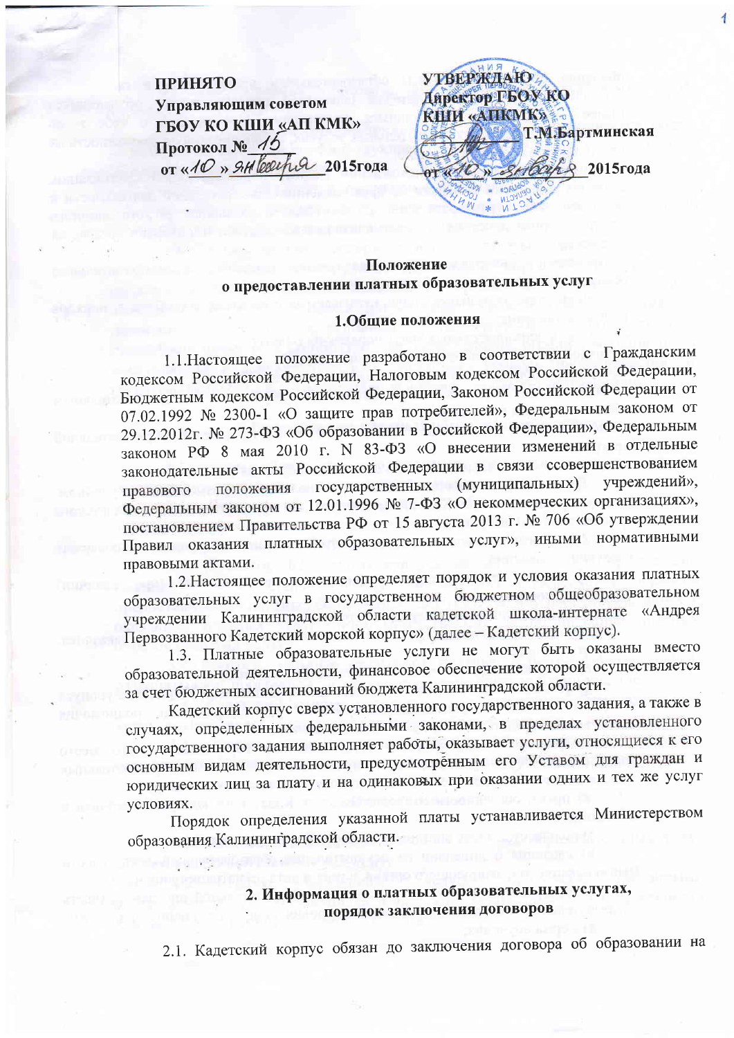**ПРИНЯТО**
**Управляющим советом**
**ГБОУ КО КШИ «АП КМК»**
**Протокол № 15**
**от «10» января 2015года**

**УТВЕРЖДАЮ**
**Директор ГБОУ КО**
**КШИ «АПКМК»**
**_______ Т.М.Бартминская**
**от «10» января 2015года**

## Положение
## о предоставлении платных образовательных услуг

### 1.Общие положения

1.1.Настоящее положение разработано в соответствии с Гражданским кодексом Российской Федерации, Налоговым кодексом Российской Федерации, Бюджетным кодексом Российской Федерации, Законом Российской Федерации от 07.02.1992 № 2300-1 «О защите прав потребителей», Федеральным законом от 29.12.2012г. № 273-ФЗ «Об образовании в Российской Федерации», Федеральным законом РФ 8 мая 2010 г. N 83-ФЗ «О внесении изменений в отдельные законодательные акты Российской Федерации в связи ссовершенствованием правового положения государственных (муниципальных) учреждений», Федеральным законом от 12.01.1996 № 7-ФЗ «О некоммерческих организациях», постановлением Правительства РФ от 15 августа 2013 г. № 706 «Об утверждении Правил оказания платных образовательных услуг», иными нормативными правовыми актами.

1.2.Настоящее положение определяет порядок и условия оказания платных образовательных услуг в государственном бюджетном общеобразовательном учреждении Калининградской области кадетской школа-интернате «Андрея Первозванного Кадетский морской корпус» (далее – Кадетский корпус).

1.3. Платные образовательные услуги не могут быть оказаны вместо образовательной деятельности, финансовое обеспечение которой осуществляется за счет бюджетных ассигнований бюджета Калининградской области.

Кадетский корпус сверх установленного государственного задания, а также в случаях, определенных федеральными законами, в пределах установленного государственного задания выполняет работы, оказывает услуги, относящиеся к его основным видам деятельности, предусмотренным его Уставом для граждан и юридических лиц за плату и на одинаковых при оказании одних и тех же услуг условиях.

Порядок определения указанной платы устанавливается Министерством образования Калининградской области.

### 2. Информация о платных образовательных услугах, порядок заключения договоров

2.1. Кадетский корпус обязан до заключения договора об образовании на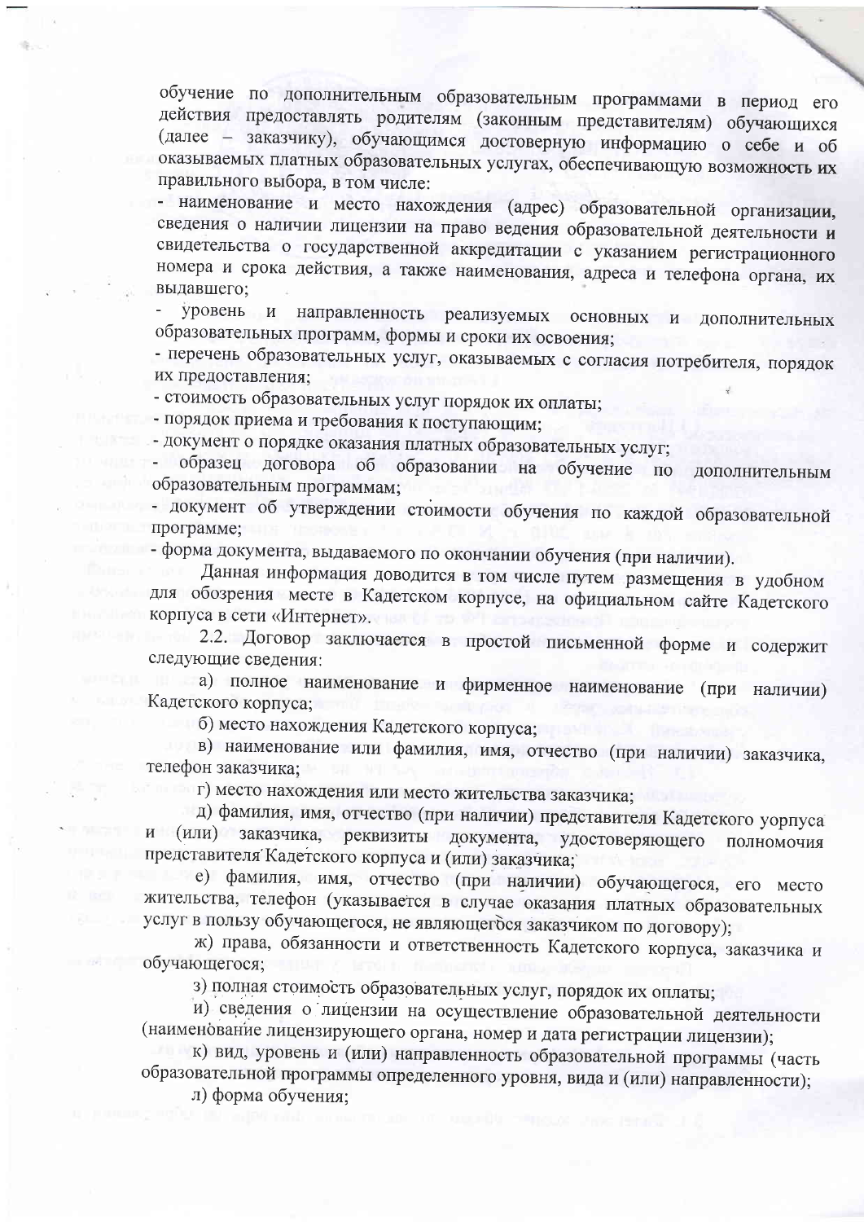обучение по дополнительным образовательным программами в период его действия предоставлять родителям (законным представителям) обучающихся (далее – заказчику), обучающимся достоверную информацию о себе и об оказываемых платных образовательных услугах, обеспечивающую возможность их правильного выбора, в том числе:

- наименование и место нахождения (адрес) образовательной организации, сведения о наличии лицензии на право ведения образовательной деятельности и свидетельства о государственной аккредитации с указанием регистрационного номера и срока действия, а также наименования, адреса и телефона органа, их выдавшего;
- уровень и направленность реализуемых основных и дополнительных образовательных программ, формы и сроки их освоения;
- перечень образовательных услуг, оказываемых с согласия потребителя, порядок их предоставления;
- стоимость образовательных услуг порядок их оплаты;
- порядок приема и требования к поступающим;
- документ о порядке оказания платных образовательных услуг;
- образец договора об образовании на обучение по дополнительным образовательным программам;
- документ об утверждении стоимости обучения по каждой образовательной программе;
- форма документа, выдаваемого по окончании обучения (при наличии).

Данная информация доводится в том числе путем размещения в удобном для обозрения месте в Кадетском корпусе, на официальном сайте Кадетского корпуса в сети «Интернет».

2.2. Договор заключается в простой письменной форме и содержит следующие сведения:

а) полное наименование и фирменное наименование (при наличии) Кадетского корпуса;

б) место нахождения Кадетского корпуса;

в) наименование или фамилия, имя, отчество (при наличии) заказчика, телефон заказчика;

г) место нахождения или место жительства заказчика;

д) фамилия, имя, отчество (при наличии) представителя Кадетского уорпуса и (или) заказчика, реквизиты документа, удостоверяющего полномочия представителя Кадетского корпуса и (или) заказчика;

е) фамилия, имя, отчество (при наличии) обучающегося, его место жительства, телефон (указывается в случае оказания платных образовательных услуг в пользу обучающегося, не являющегося заказчиком по договору);

ж) права, обязанности и ответственность Кадетского корпуса, заказчика и обучающегося;

з) полная стоимость образовательных услуг, порядок их оплаты;

и) сведения о лицензии на осуществление образовательной деятельности (наименование лицензирующего органа, номер и дата регистрации лицензии);

к) вид, уровень и (или) направленность образовательной программы (часть образовательной программы определенного уровня, вида и (или) направленности);

л) форма обучения;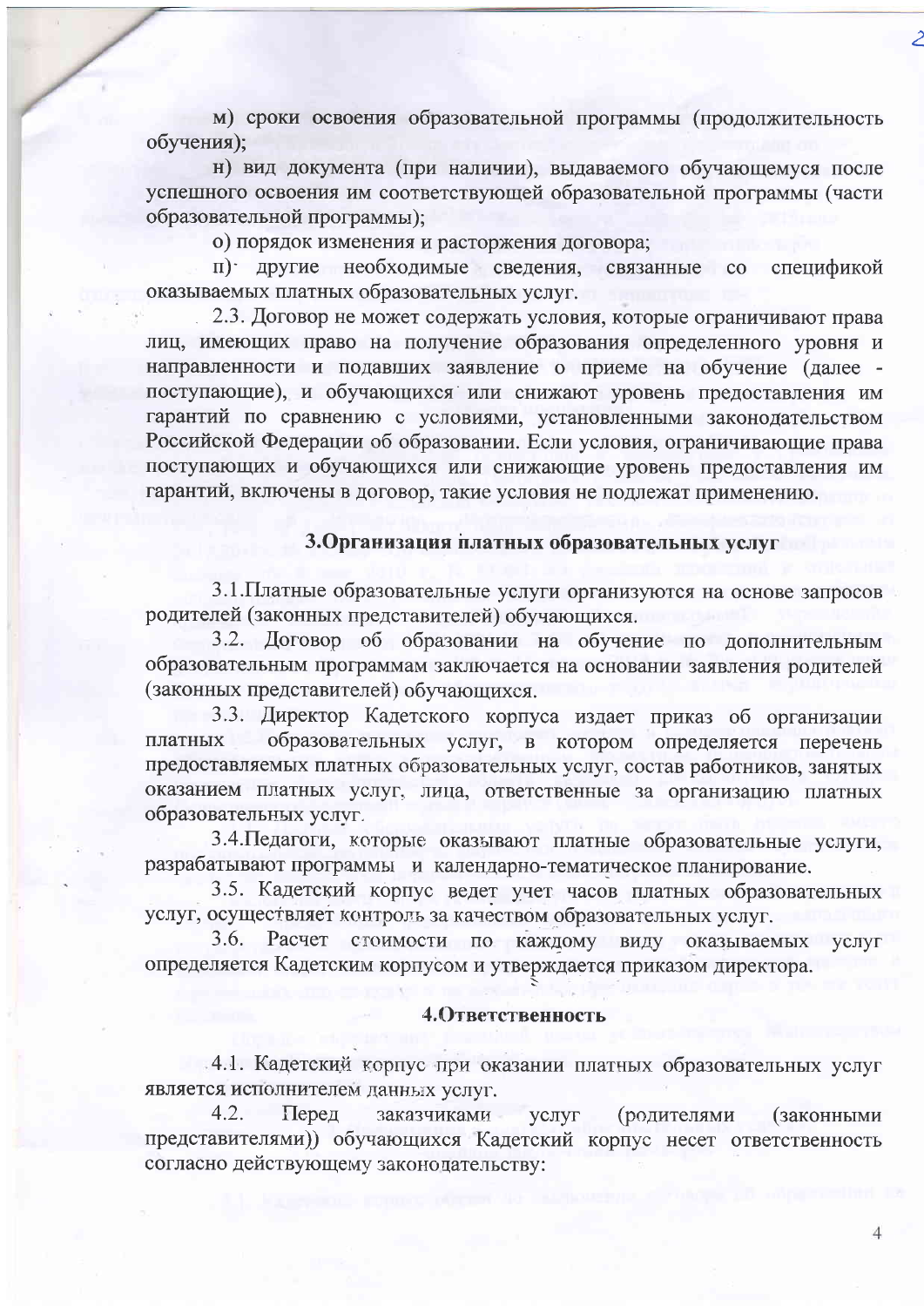м) сроки освоения образовательной программы (продолжительность обучения);

н) вид документа (при наличии), выдаваемого обучающемуся после успешного освоения им соответствующей образовательной программы (части образовательной программы);

о) порядок изменения и расторжения договора;

п) другие необходимые сведения, связанные со спецификой оказываемых платных образовательных услуг.

2.3. Договор не может содержать условия, которые ограничивают права лиц, имеющих право на получение образования определенного уровня и направленности и подавших заявление о приеме на обучение (далее - поступающие), и обучающихся или снижают уровень предоставления им гарантий по сравнению с условиями, установленными законодательством Российской Федерации об образовании. Если условия, ограничивающие права поступающих и обучающихся или снижающие уровень предоставления им гарантий, включены в договор, такие условия не подлежат применению.

## 3.Организация платных образовательных услуг

3.1.Платные образовательные услуги организуются на основе запросов родителей (законных представителей) обучающихся.

3.2. Договор об образовании на обучение по дополнительным образовательным программам заключается на основании заявления родителей (законных представителей) обучающихся.

3.3. Директор Кадетского корпуса издает приказ об организации платных образовательных услуг, в котором определяется перечень предоставляемых платных образовательных услуг, состав работников, занятых оказанием платных услуг, лица, ответственные за организацию платных образовательных услуг.

3.4.Педагоги, которые оказывают платные образовательные услуги, разрабатывают программы и календарно-тематическое планирование.

3.5. Кадетский корпус ведет учет часов платных образовательных услуг, осуществляет контроль за качеством образовательных услуг.

3.6. Расчет стоимости по каждому виду оказываемых услуг определяется Кадетским корпусом и утверждается приказом директора.

## 4.Ответственность

4.1. Кадетский корпус при оказании платных образовательных услуг является исполнителем данных услуг.

4.2. Перед заказчиками услуг (родителями (законными представителями)) обучающихся Кадетский корпус несет ответственность согласно действующему законодательству: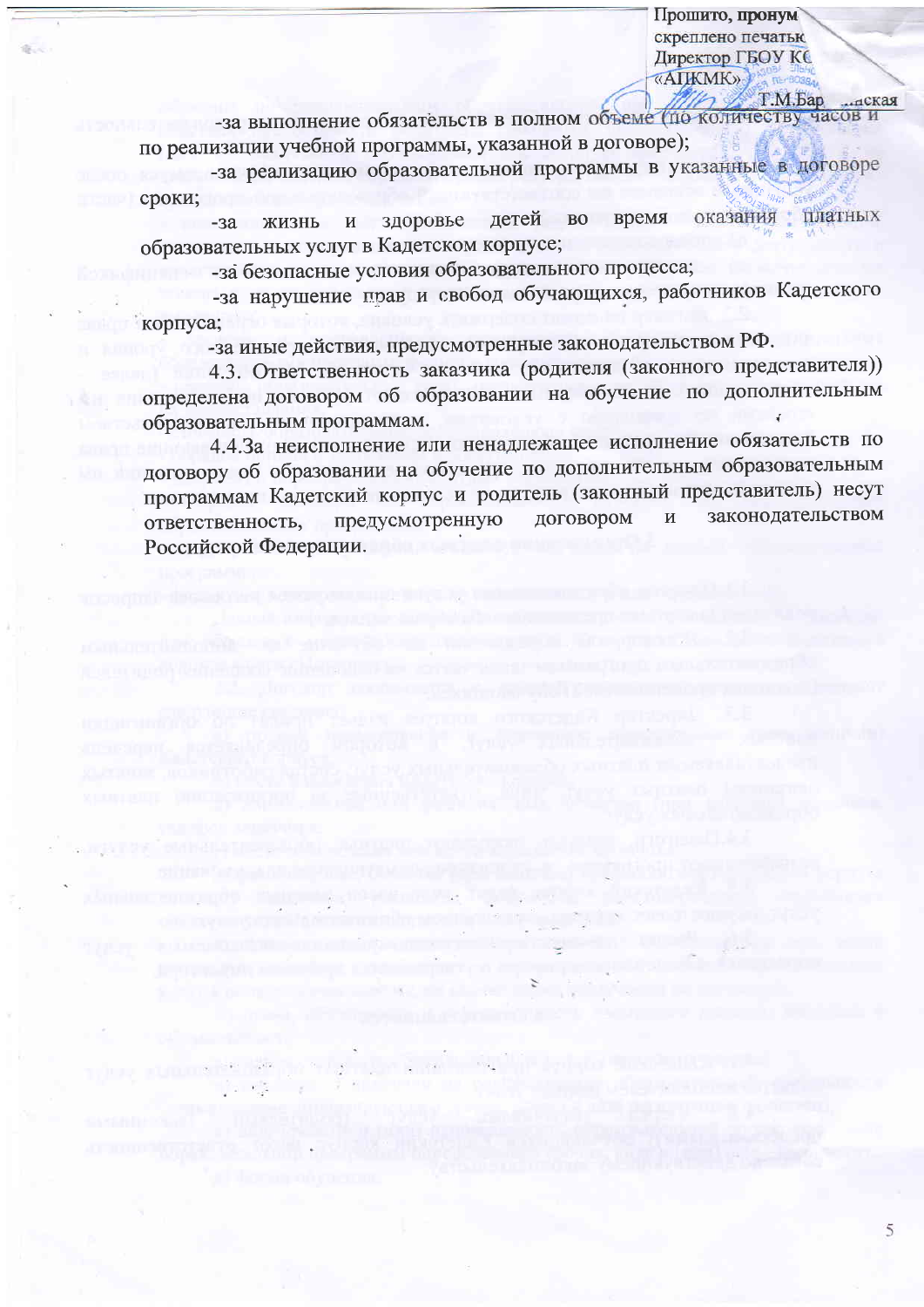Прошито, пронумеровано и скреплено печатью
Директор ГБОУ КО «АПКМК»
Т.М.Барлинская

-за выполнение обязательств в полном объеме (по количеству часов и по реализации учебной программы, указанной в договоре);

-за реализацию образовательной программы в указанные в договоре сроки;

-за жизнь и здоровье детей во время оказания платных образовательных услуг в Кадетском корпусе;

-за безопасные условия образовательного процесса;

-за нарушение прав и свобод обучающихся, работников Кадетского корпуса;

-за иные действия, предусмотренные законодательством РФ.

4.3. Ответственность заказчика (родителя (законного представителя)) определена договором об образовании на обучение по дополнительным образовательным программам.

4.4.За неисполнение или ненадлежащее исполнение обязательств по договору об образовании на обучение по дополнительным образовательным программам Кадетский корпус и родитель (законный представитель) несут ответственность, предусмотренную договором и законодательством Российской Федерации.